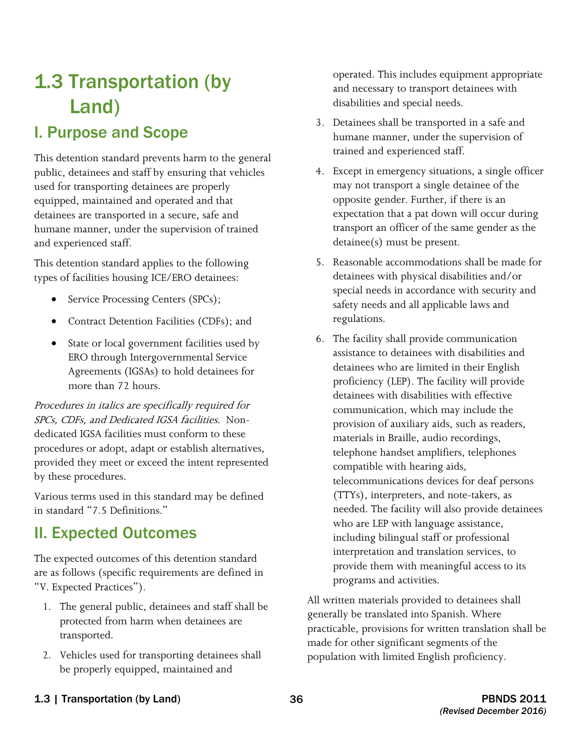# 1.3 Transportation (by Land)

## I. Purpose and Scope

This detention standard prevents harm to the general public, detainees and staff by ensuring that vehicles used for transporting detainees are properly equipped, maintained and operated and that detainees are transported in a secure, safe and humane manner, under the supervision of trained and experienced staff.

This detention standard applies to the following types of facilities housing ICE/ERO detainees:

- Service Processing Centers (SPCs);
- Contract Detention Facilities (CDFs); and
- State or local government facilities used by ERO through Intergovernmental Service Agreements (IGSAs) to hold detainees for more than 72 hours.

*Procedures in italics are specifically required for SPCs, CDFs, and Dedicated IGSA facilities.* Non-dedicated IGSA facilities must conform to these procedures or adopt, adapt or establish alternatives, provided they meet or exceed the intent represented by these procedures.

Various terms used in this standard may be defined in standard "7.5 Definitions."

## II. Expected Outcomes

The expected outcomes of this detention standard are as follows (specific requirements are defined in "V. Expected Practices").

1. The general public, detainees and staff shall be protected from harm when detainees are transported.
2. Vehicles used for transporting detainees shall be properly equipped, maintained and operated. This includes equipment appropriate and necessary to transport detainees with disabilities and special needs.
3. Detainees shall be transported in a safe and humane manner, under the supervision of trained and experienced staff.
4. Except in emergency situations, a single officer may not transport a single detainee of the opposite gender. Further, if there is an expectation that a pat down will occur during transport an officer of the same gender as the detainee(s) must be present.
5. Reasonable accommodations shall be made for detainees with physical disabilities and/or special needs in accordance with security and safety needs and all applicable laws and regulations.
6. The facility shall provide communication assistance to detainees with disabilities and detainees who are limited in their English proficiency (LEP). The facility will provide detainees with disabilities with effective communication, which may include the provision of auxiliary aids, such as readers, materials in Braille, audio recordings, telephone handset amplifiers, telephones compatible with hearing aids, telecommunications devices for deaf persons (TTYs), interpreters, and note-takers, as needed. The facility will also provide detainees who are LEP with language assistance, including bilingual staff or professional interpretation and translation services, to provide them with meaningful access to its programs and activities.

All written materials provided to detainees shall generally be translated into Spanish. Where practicable, provisions for written translation shall be made for other significant segments of the population with limited English proficiency.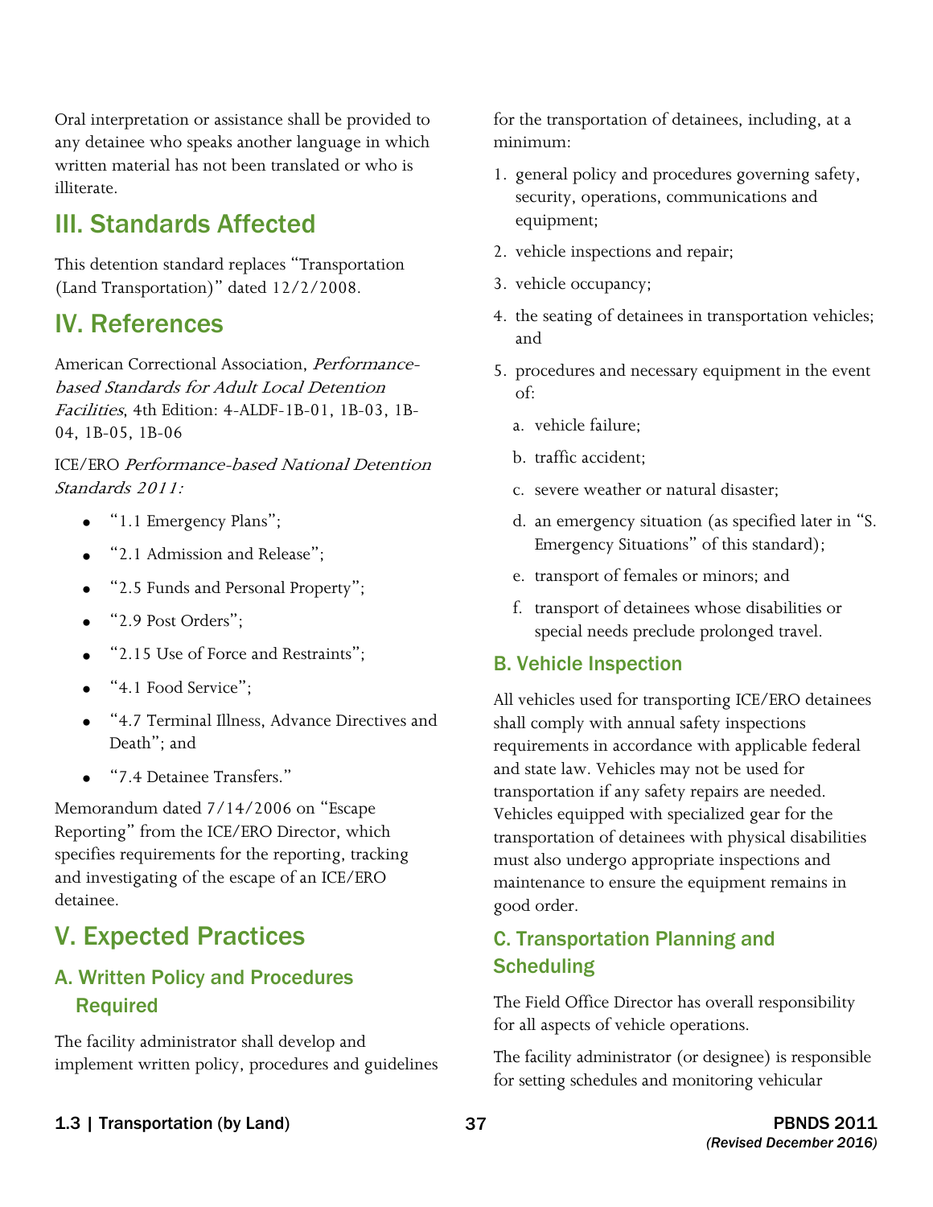Oral interpretation or assistance shall be provided to any detainee who speaks another language in which written material has not been translated or who is illiterate.

## III. Standards Affected

This detention standard replaces "Transportation (Land Transportation)" dated 12/2/2008.

## IV. References

American Correctional Association, *Performance-based Standards for Adult Local Detention Facilities*, 4th Edition: 4-ALDF-1B-01, 1B-03, 1B-04, 1B-05, 1B-06

ICE/ERO *Performance-based National Detention Standards 2011:*

- "1.1 Emergency Plans";
- "2.1 Admission and Release";
- "2.5 Funds and Personal Property";
- "2.9 Post Orders";
- "2.15 Use of Force and Restraints";
- "4.1 Food Service";
- "4.7 Terminal Illness, Advance Directives and Death"; and
- "7.4 Detainee Transfers."

Memorandum dated 7/14/2006 on "Escape Reporting" from the ICE/ERO Director, which specifies requirements for the reporting, tracking and investigating of the escape of an ICE/ERO detainee.

## V. Expected Practices

### A. Written Policy and Procedures Required

The facility administrator shall develop and implement written policy, procedures and guidelines for the transportation of detainees, including, at a minimum:

1. general policy and procedures governing safety, security, operations, communications and equipment;
2. vehicle inspections and repair;
3. vehicle occupancy;
4. the seating of detainees in transportation vehicles; and
5. procedures and necessary equipment in the event of:
   a. vehicle failure;
   b. traffic accident;
   c. severe weather or natural disaster;
   d. an emergency situation (as specified later in "S. Emergency Situations" of this standard);
   e. transport of females or minors; and
   f. transport of detainees whose disabilities or special needs preclude prolonged travel.

### B. Vehicle Inspection

All vehicles used for transporting ICE/ERO detainees shall comply with annual safety inspections requirements in accordance with applicable federal and state law. Vehicles may not be used for transportation if any safety repairs are needed. Vehicles equipped with specialized gear for the transportation of detainees with physical disabilities must also undergo appropriate inspections and maintenance to ensure the equipment remains in good order.

### C. Transportation Planning and Scheduling

The Field Office Director has overall responsibility for all aspects of vehicle operations.

The facility administrator (or designee) is responsible for setting schedules and monitoring vehicular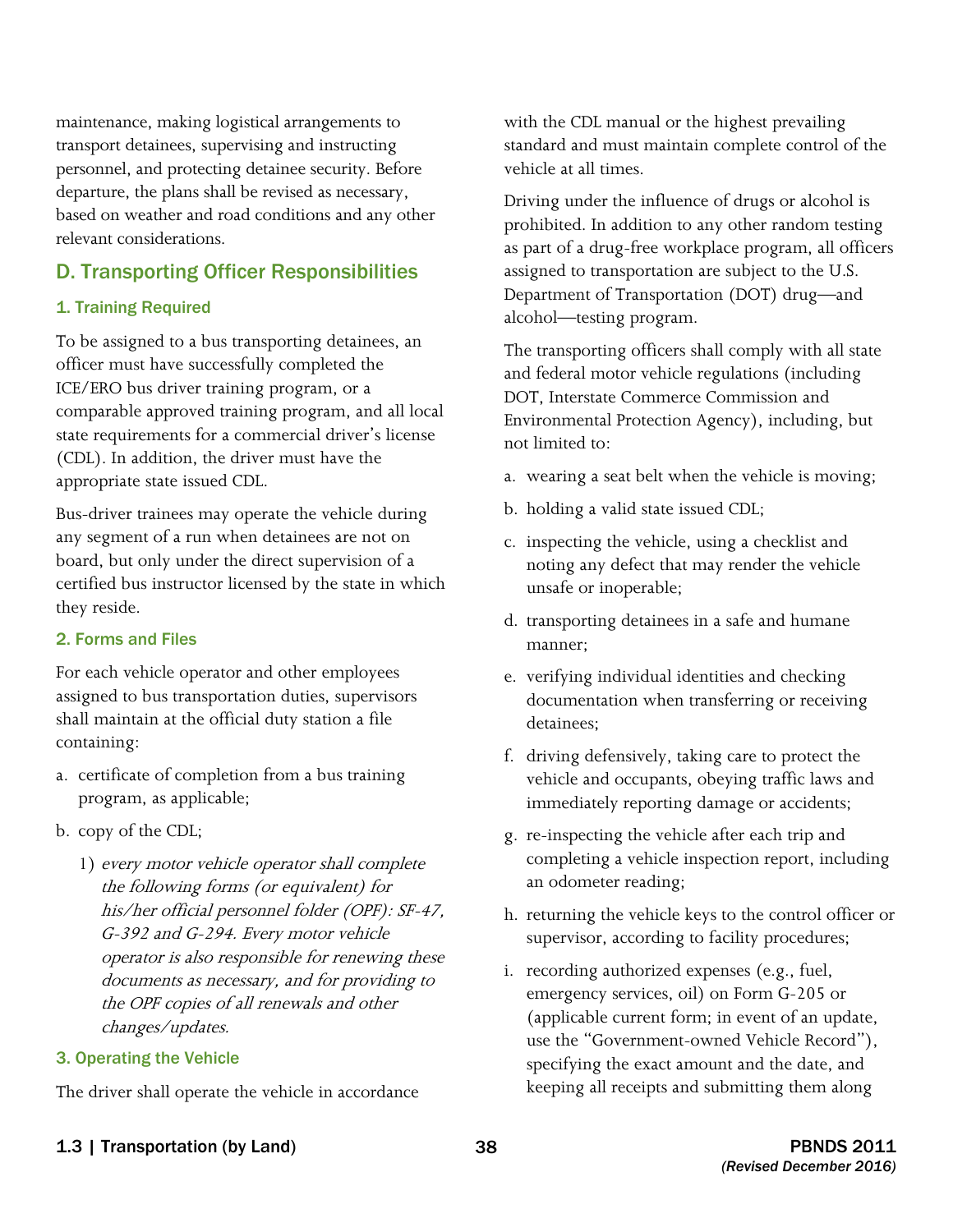maintenance, making logistical arrangements to transport detainees, supervising and instructing personnel, and protecting detainee security. Before departure, the plans shall be revised as necessary, based on weather and road conditions and any other relevant considerations.

## D. Transporting Officer Responsibilities

### 1. Training Required

To be assigned to a bus transporting detainees, an officer must have successfully completed the ICE/ERO bus driver training program, or a comparable approved training program, and all local state requirements for a commercial driver's license (CDL). In addition, the driver must have the appropriate state issued CDL.

Bus-driver trainees may operate the vehicle during any segment of a run when detainees are not on board, but only under the direct supervision of a certified bus instructor licensed by the state in which they reside.

### 2. Forms and Files

For each vehicle operator and other employees assigned to bus transportation duties, supervisors shall maintain at the official duty station a file containing:

a. certificate of completion from a bus training program, as applicable;

b. copy of the CDL;

   1) *every motor vehicle operator shall complete the following forms (or equivalent) for his/her official personnel folder (OPF): SF-47, G-392 and G-294. Every motor vehicle operator is also responsible for renewing these documents as necessary, and for providing to the OPF copies of all renewals and other changes/updates.*

### 3. Operating the Vehicle

The driver shall operate the vehicle in accordance with the CDL manual or the highest prevailing standard and must maintain complete control of the vehicle at all times.

Driving under the influence of drugs or alcohol is prohibited. In addition to any other random testing as part of a drug-free workplace program, all officers assigned to transportation are subject to the U.S. Department of Transportation (DOT) drug—and alcohol—testing program.

The transporting officers shall comply with all state and federal motor vehicle regulations (including DOT, Interstate Commerce Commission and Environmental Protection Agency), including, but not limited to:

a. wearing a seat belt when the vehicle is moving;

b. holding a valid state issued CDL;

c. inspecting the vehicle, using a checklist and noting any defect that may render the vehicle unsafe or inoperable;

d. transporting detainees in a safe and humane manner;

e. verifying individual identities and checking documentation when transferring or receiving detainees;

f. driving defensively, taking care to protect the vehicle and occupants, obeying traffic laws and immediately reporting damage or accidents;

g. re-inspecting the vehicle after each trip and completing a vehicle inspection report, including an odometer reading;

h. returning the vehicle keys to the control officer or supervisor, according to facility procedures;

i. recording authorized expenses (e.g., fuel, emergency services, oil) on Form G-205 or (applicable current form; in event of an update, use the "Government-owned Vehicle Record"), specifying the exact amount and the date, and keeping all receipts and submitting them along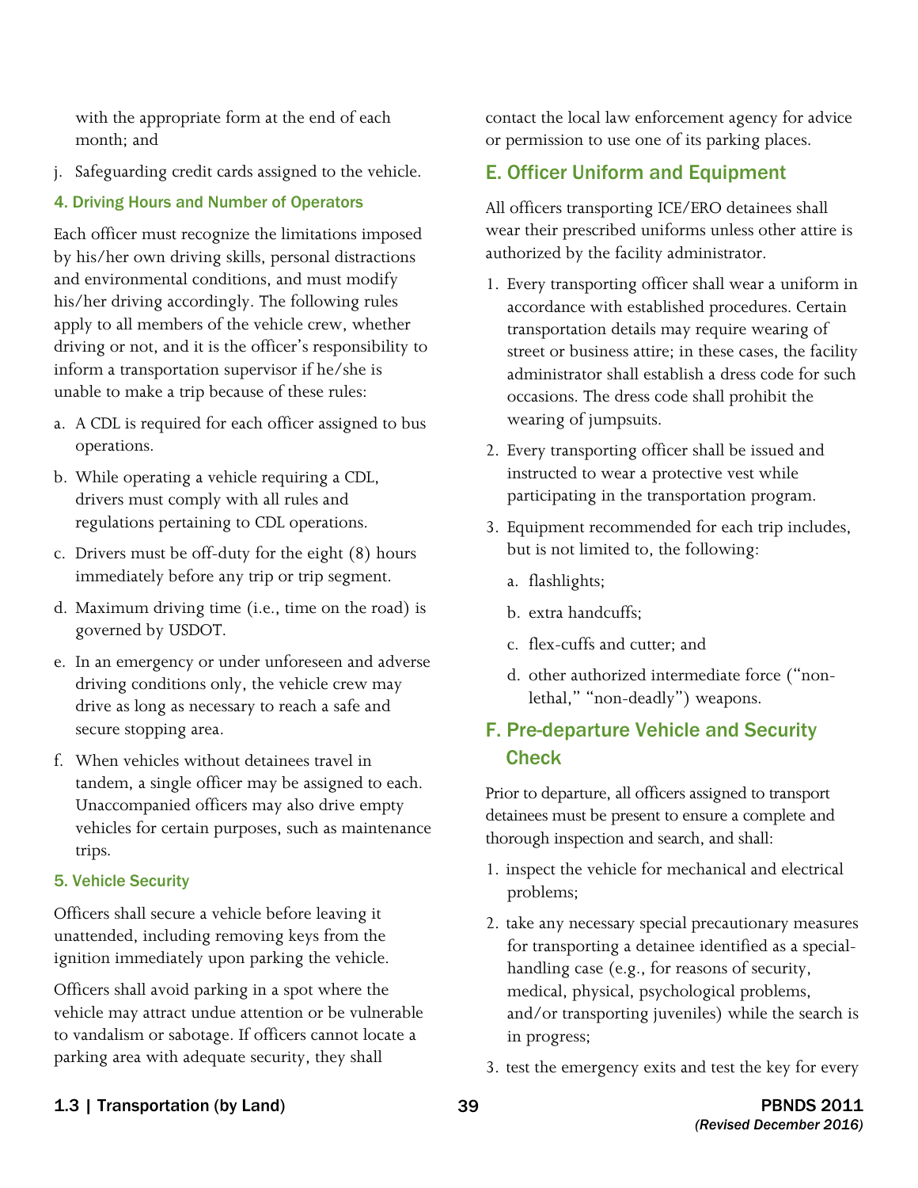with the appropriate form at the end of each month; and

j. Safeguarding credit cards assigned to the vehicle.

#### 4. Driving Hours and Number of Operators

Each officer must recognize the limitations imposed by his/her own driving skills, personal distractions and environmental conditions, and must modify his/her driving accordingly. The following rules apply to all members of the vehicle crew, whether driving or not, and it is the officer's responsibility to inform a transportation supervisor if he/she is unable to make a trip because of these rules:

a. A CDL is required for each officer assigned to bus operations.

b. While operating a vehicle requiring a CDL, drivers must comply with all rules and regulations pertaining to CDL operations.

c. Drivers must be off-duty for the eight (8) hours immediately before any trip or trip segment.

d. Maximum driving time (i.e., time on the road) is governed by USDOT.

e. In an emergency or under unforeseen and adverse driving conditions only, the vehicle crew may drive as long as necessary to reach a safe and secure stopping area.

f. When vehicles without detainees travel in tandem, a single officer may be assigned to each. Unaccompanied officers may also drive empty vehicles for certain purposes, such as maintenance trips.

#### 5. Vehicle Security

Officers shall secure a vehicle before leaving it unattended, including removing keys from the ignition immediately upon parking the vehicle.

Officers shall avoid parking in a spot where the vehicle may attract undue attention or be vulnerable to vandalism or sabotage. If officers cannot locate a parking area with adequate security, they shall contact the local law enforcement agency for advice or permission to use one of its parking places.

### E. Officer Uniform and Equipment

All officers transporting ICE/ERO detainees shall wear their prescribed uniforms unless other attire is authorized by the facility administrator.

1. Every transporting officer shall wear a uniform in accordance with established procedures. Certain transportation details may require wearing of street or business attire; in these cases, the facility administrator shall establish a dress code for such occasions. The dress code shall prohibit the wearing of jumpsuits.

2. Every transporting officer shall be issued and instructed to wear a protective vest while participating in the transportation program.

3. Equipment recommended for each trip includes, but is not limited to, the following:

   a. flashlights;

   b. extra handcuffs;

   c. flex-cuffs and cutter; and

   d. other authorized intermediate force ("non-lethal," "non-deadly") weapons.

### F. Pre-departure Vehicle and Security Check

Prior to departure, all officers assigned to transport detainees must be present to ensure a complete and thorough inspection and search, and shall:

1. inspect the vehicle for mechanical and electrical problems;

2. take any necessary special precautionary measures for transporting a detainee identified as a special-handling case (e.g., for reasons of security, medical, physical, psychological problems, and/or transporting juveniles) while the search is in progress;

3. test the emergency exits and test the key for every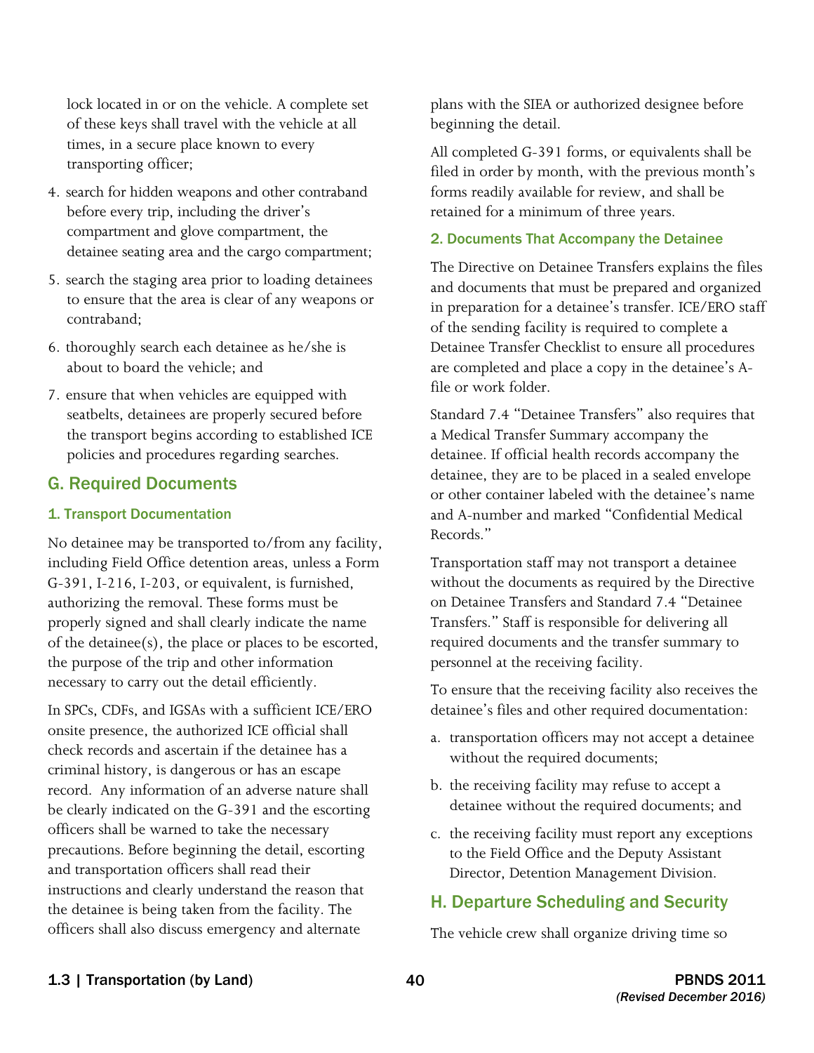lock located in or on the vehicle. A complete set of these keys shall travel with the vehicle at all times, in a secure place known to every transporting officer;

4. search for hidden weapons and other contraband before every trip, including the driver's compartment and glove compartment, the detainee seating area and the cargo compartment;
5. search the staging area prior to loading detainees to ensure that the area is clear of any weapons or contraband;
6. thoroughly search each detainee as he/she is about to board the vehicle; and
7. ensure that when vehicles are equipped with seatbelts, detainees are properly secured before the transport begins according to established ICE policies and procedures regarding searches.

## G. Required Documents

### 1. Transport Documentation

No detainee may be transported to/from any facility, including Field Office detention areas, unless a Form G-391, I-216, I-203, or equivalent, is furnished, authorizing the removal. These forms must be properly signed and shall clearly indicate the name of the detainee(s), the place or places to be escorted, the purpose of the trip and other information necessary to carry out the detail efficiently.

In SPCs, CDFs, and IGSAs with a sufficient ICE/ERO onsite presence, the authorized ICE official shall check records and ascertain if the detainee has a criminal history, is dangerous or has an escape record. Any information of an adverse nature shall be clearly indicated on the G-391 and the escorting officers shall be warned to take the necessary precautions. Before beginning the detail, escorting and transportation officers shall read their instructions and clearly understand the reason that the detainee is being taken from the facility. The officers shall also discuss emergency and alternate plans with the SIEA or authorized designee before beginning the detail.

All completed G-391 forms, or equivalents shall be filed in order by month, with the previous month's forms readily available for review, and shall be retained for a minimum of three years.

### 2. Documents That Accompany the Detainee

The Directive on Detainee Transfers explains the files and documents that must be prepared and organized in preparation for a detainee's transfer. ICE/ERO staff of the sending facility is required to complete a Detainee Transfer Checklist to ensure all procedures are completed and place a copy in the detainee's A-file or work folder.

Standard 7.4 "Detainee Transfers" also requires that a Medical Transfer Summary accompany the detainee. If official health records accompany the detainee, they are to be placed in a sealed envelope or other container labeled with the detainee's name and A-number and marked "Confidential Medical Records."

Transportation staff may not transport a detainee without the documents as required by the Directive on Detainee Transfers and Standard 7.4 "Detainee Transfers." Staff is responsible for delivering all required documents and the transfer summary to personnel at the receiving facility.

To ensure that the receiving facility also receives the detainee's files and other required documentation:

a. transportation officers may not accept a detainee without the required documents;
b. the receiving facility may refuse to accept a detainee without the required documents; and
c. the receiving facility must report any exceptions to the Field Office and the Deputy Assistant Director, Detention Management Division.

## H. Departure Scheduling and Security

The vehicle crew shall organize driving time so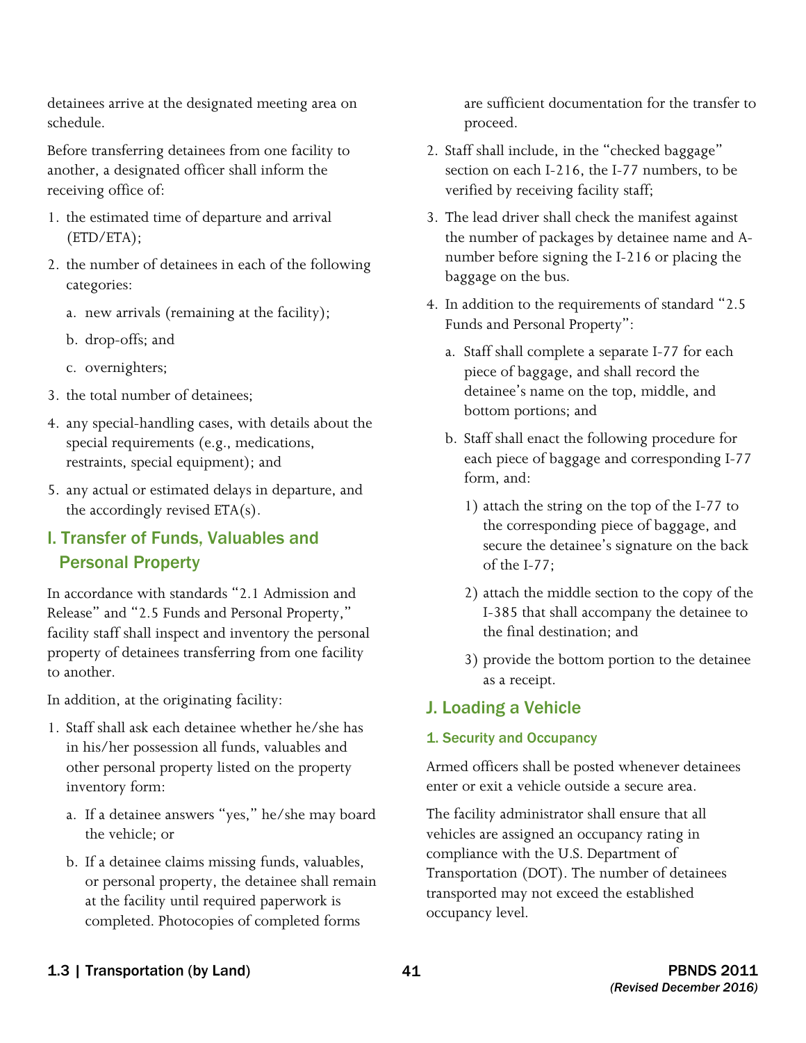detainees arrive at the designated meeting area on schedule.

Before transferring detainees from one facility to another, a designated officer shall inform the receiving office of:

1. the estimated time of departure and arrival (ETD/ETA);
2. the number of detainees in each of the following categories:
   a. new arrivals (remaining at the facility);
   b. drop-offs; and
   c. overnighters;
3. the total number of detainees;
4. any special-handling cases, with details about the special requirements (e.g., medications, restraints, special equipment); and
5. any actual or estimated delays in departure, and the accordingly revised ETA(s).

## I. Transfer of Funds, Valuables and Personal Property

In accordance with standards "2.1 Admission and Release" and "2.5 Funds and Personal Property," facility staff shall inspect and inventory the personal property of detainees transferring from one facility to another.

In addition, at the originating facility:

1. Staff shall ask each detainee whether he/she has in his/her possession all funds, valuables and other personal property listed on the property inventory form:
   a. If a detainee answers "yes," he/she may board the vehicle; or
   b. If a detainee claims missing funds, valuables, or personal property, the detainee shall remain at the facility until required paperwork is completed. Photocopies of completed forms are sufficient documentation for the transfer to proceed.
2. Staff shall include, in the "checked baggage" section on each I-216, the I-77 numbers, to be verified by receiving facility staff;
3. The lead driver shall check the manifest against the number of packages by detainee name and A-number before signing the I-216 or placing the baggage on the bus.
4. In addition to the requirements of standard "2.5 Funds and Personal Property":
   a. Staff shall complete a separate I-77 for each piece of baggage, and shall record the detainee's name on the top, middle, and bottom portions; and
   b. Staff shall enact the following procedure for each piece of baggage and corresponding I-77 form, and:
      1) attach the string on the top of the I-77 to the corresponding piece of baggage, and secure the detainee's signature on the back of the I-77;
      2) attach the middle section to the copy of the I-385 that shall accompany the detainee to the final destination; and
      3) provide the bottom portion to the detainee as a receipt.

## J. Loading a Vehicle

### 1. Security and Occupancy

Armed officers shall be posted whenever detainees enter or exit a vehicle outside a secure area.

The facility administrator shall ensure that all vehicles are assigned an occupancy rating in compliance with the U.S. Department of Transportation (DOT). The number of detainees transported may not exceed the established occupancy level.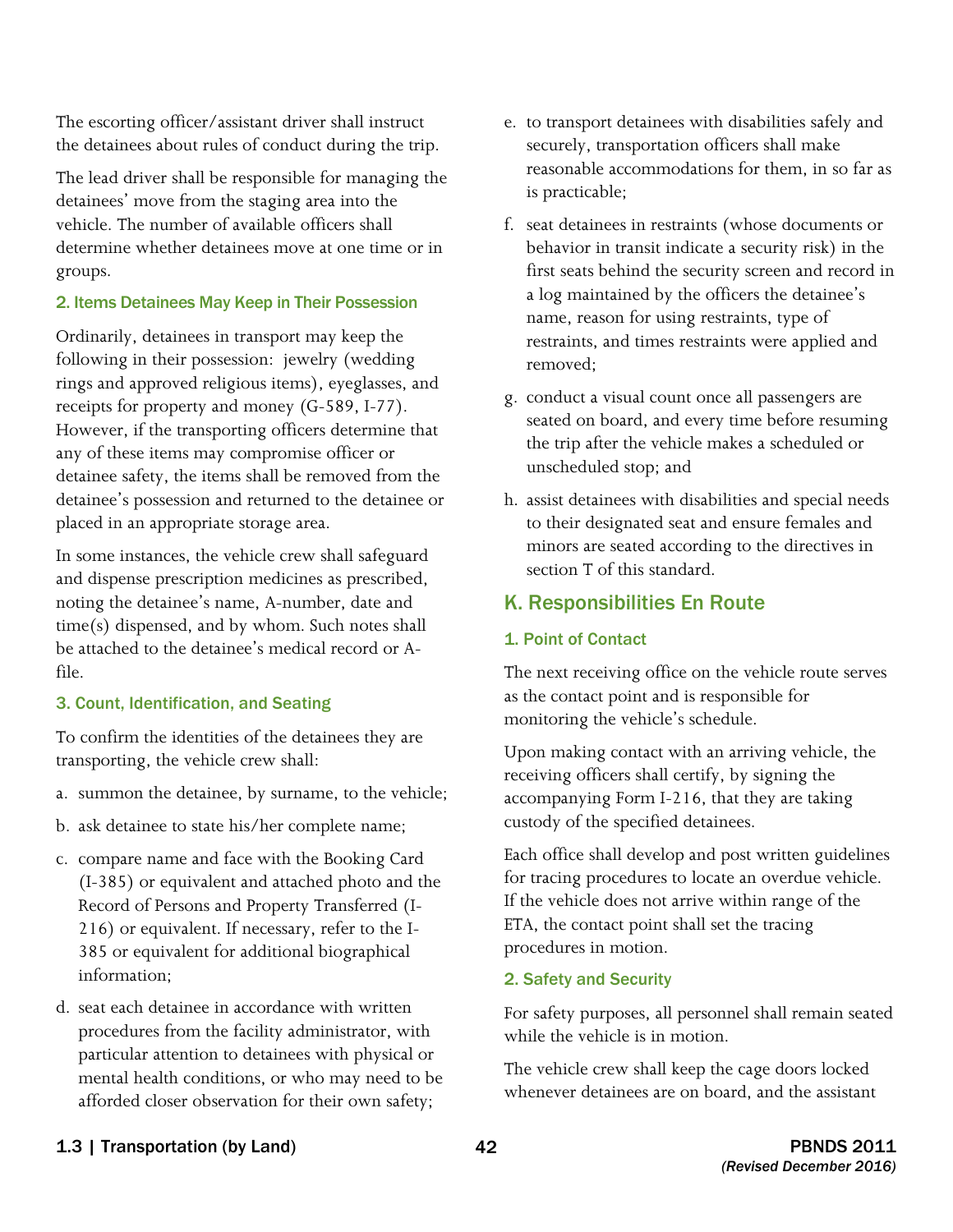The escorting officer/assistant driver shall instruct the detainees about rules of conduct during the trip.

The lead driver shall be responsible for managing the detainees' move from the staging area into the vehicle. The number of available officers shall determine whether detainees move at one time or in groups.

### 2. Items Detainees May Keep in Their Possession

Ordinarily, detainees in transport may keep the following in their possession: jewelry (wedding rings and approved religious items), eyeglasses, and receipts for property and money (G-589, I-77). However, if the transporting officers determine that any of these items may compromise officer or detainee safety, the items shall be removed from the detainee's possession and returned to the detainee or placed in an appropriate storage area.

In some instances, the vehicle crew shall safeguard and dispense prescription medicines as prescribed, noting the detainee's name, A-number, date and time(s) dispensed, and by whom. Such notes shall be attached to the detainee's medical record or A-file.

### 3. Count, Identification, and Seating

To confirm the identities of the detainees they are transporting, the vehicle crew shall:

a. summon the detainee, by surname, to the vehicle;

b. ask detainee to state his/her complete name;

c. compare name and face with the Booking Card (I-385) or equivalent and attached photo and the Record of Persons and Property Transferred (I-216) or equivalent. If necessary, refer to the I-385 or equivalent for additional biographical information;

d. seat each detainee in accordance with written procedures from the facility administrator, with particular attention to detainees with physical or mental health conditions, or who may need to be afforded closer observation for their own safety;

e. to transport detainees with disabilities safely and securely, transportation officers shall make reasonable accommodations for them, in so far as is practicable;

f. seat detainees in restraints (whose documents or behavior in transit indicate a security risk) in the first seats behind the security screen and record in a log maintained by the officers the detainee's name, reason for using restraints, type of restraints, and times restraints were applied and removed;

g. conduct a visual count once all passengers are seated on board, and every time before resuming the trip after the vehicle makes a scheduled or unscheduled stop; and

h. assist detainees with disabilities and special needs to their designated seat and ensure females and minors are seated according to the directives in section T of this standard.

## K. Responsibilities En Route

### 1. Point of Contact

The next receiving office on the vehicle route serves as the contact point and is responsible for monitoring the vehicle's schedule.

Upon making contact with an arriving vehicle, the receiving officers shall certify, by signing the accompanying Form I-216, that they are taking custody of the specified detainees.

Each office shall develop and post written guidelines for tracing procedures to locate an overdue vehicle. If the vehicle does not arrive within range of the ETA, the contact point shall set the tracing procedures in motion.

### 2. Safety and Security

For safety purposes, all personnel shall remain seated while the vehicle is in motion.

The vehicle crew shall keep the cage doors locked whenever detainees are on board, and the assistant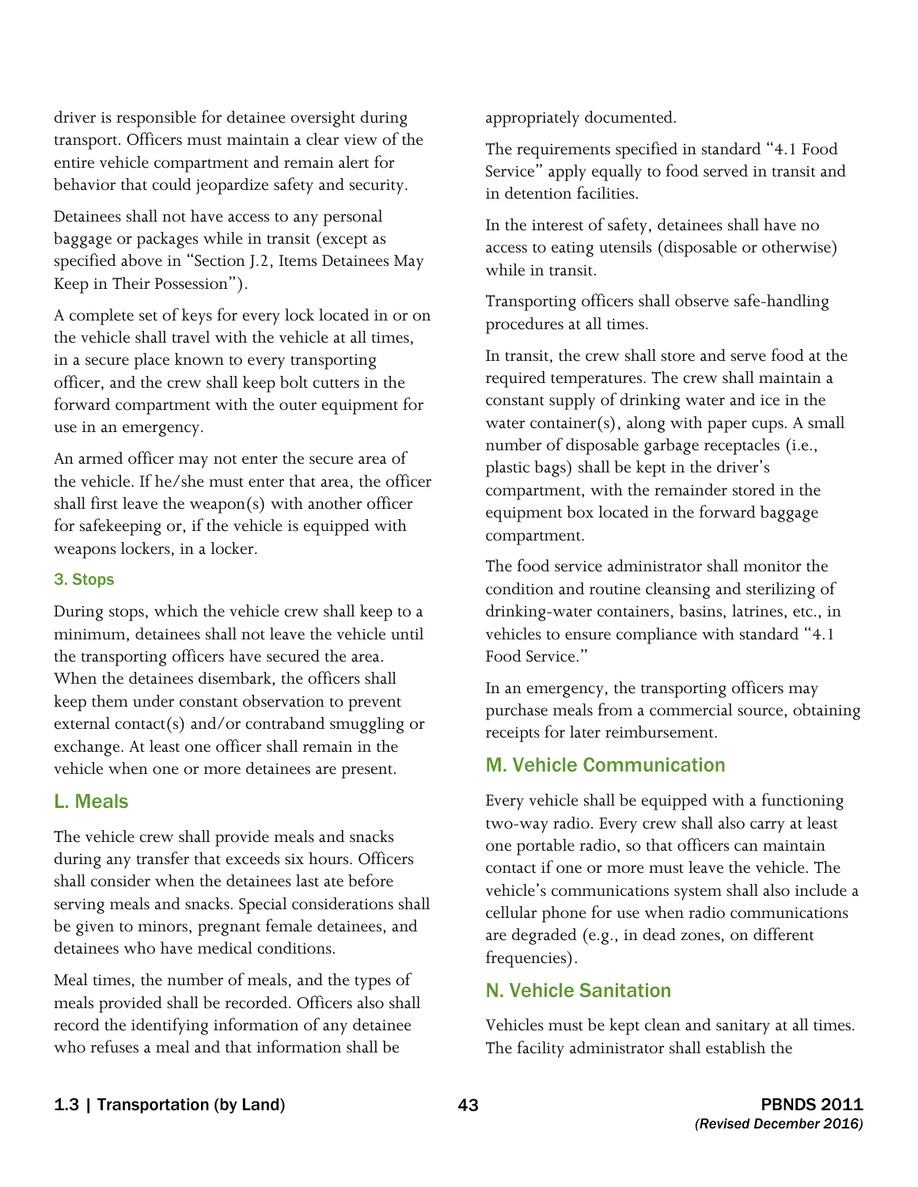driver is responsible for detainee oversight during transport. Officers must maintain a clear view of the entire vehicle compartment and remain alert for behavior that could jeopardize safety and security.

Detainees shall not have access to any personal baggage or packages while in transit (except as specified above in "Section J.2, Items Detainees May Keep in Their Possession").

A complete set of keys for every lock located in or on the vehicle shall travel with the vehicle at all times, in a secure place known to every transporting officer, and the crew shall keep bolt cutters in the forward compartment with the outer equipment for use in an emergency.

An armed officer may not enter the secure area of the vehicle. If he/she must enter that area, the officer shall first leave the weapon(s) with another officer for safekeeping or, if the vehicle is equipped with weapons lockers, in a locker.

### 3. Stops

During stops, which the vehicle crew shall keep to a minimum, detainees shall not leave the vehicle until the transporting officers have secured the area. When the detainees disembark, the officers shall keep them under constant observation to prevent external contact(s) and/or contraband smuggling or exchange. At least one officer shall remain in the vehicle when one or more detainees are present.

## L. Meals

The vehicle crew shall provide meals and snacks during any transfer that exceeds six hours. Officers shall consider when the detainees last ate before serving meals and snacks. Special considerations shall be given to minors, pregnant female detainees, and detainees who have medical conditions.

Meal times, the number of meals, and the types of meals provided shall be recorded. Officers also shall record the identifying information of any detainee who refuses a meal and that information shall be appropriately documented.

The requirements specified in standard "4.1 Food Service" apply equally to food served in transit and in detention facilities.

In the interest of safety, detainees shall have no access to eating utensils (disposable or otherwise) while in transit.

Transporting officers shall observe safe-handling procedures at all times.

In transit, the crew shall store and serve food at the required temperatures. The crew shall maintain a constant supply of drinking water and ice in the water container(s), along with paper cups. A small number of disposable garbage receptacles (i.e., plastic bags) shall be kept in the driver's compartment, with the remainder stored in the equipment box located in the forward baggage compartment.

The food service administrator shall monitor the condition and routine cleansing and sterilizing of drinking-water containers, basins, latrines, etc., in vehicles to ensure compliance with standard "4.1 Food Service."

In an emergency, the transporting officers may purchase meals from a commercial source, obtaining receipts for later reimbursement.

## M. Vehicle Communication

Every vehicle shall be equipped with a functioning two-way radio. Every crew shall also carry at least one portable radio, so that officers can maintain contact if one or more must leave the vehicle. The vehicle's communications system shall also include a cellular phone for use when radio communications are degraded (e.g., in dead zones, on different frequencies).

## N. Vehicle Sanitation

Vehicles must be kept clean and sanitary at all times. The facility administrator shall establish the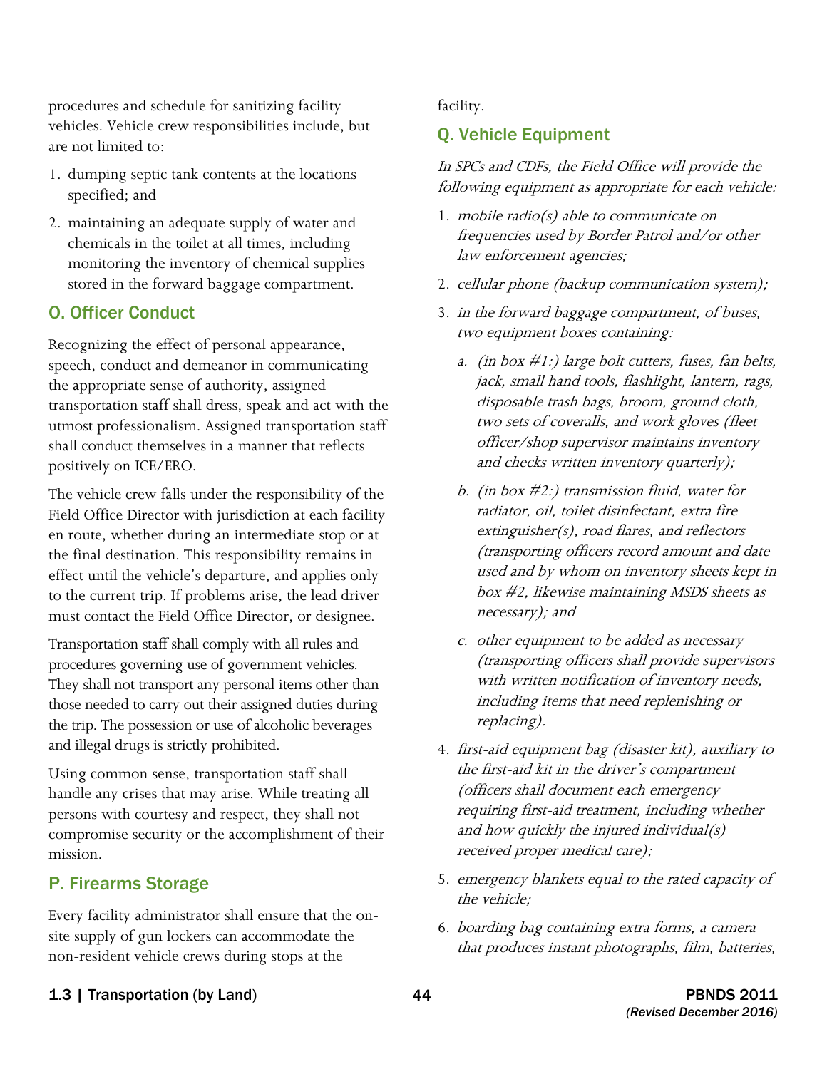procedures and schedule for sanitizing facility vehicles. Vehicle crew responsibilities include, but are not limited to:

1. dumping septic tank contents at the locations specified; and
2. maintaining an adequate supply of water and chemicals in the toilet at all times, including monitoring the inventory of chemical supplies stored in the forward baggage compartment.

## O. Officer Conduct

Recognizing the effect of personal appearance, speech, conduct and demeanor in communicating the appropriate sense of authority, assigned transportation staff shall dress, speak and act with the utmost professionalism. Assigned transportation staff shall conduct themselves in a manner that reflects positively on ICE/ERO.

The vehicle crew falls under the responsibility of the Field Office Director with jurisdiction at each facility en route, whether during an intermediate stop or at the final destination. This responsibility remains in effect until the vehicle's departure, and applies only to the current trip. If problems arise, the lead driver must contact the Field Office Director, or designee.

Transportation staff shall comply with all rules and procedures governing use of government vehicles. They shall not transport any personal items other than those needed to carry out their assigned duties during the trip. The possession or use of alcoholic beverages and illegal drugs is strictly prohibited.

Using common sense, transportation staff shall handle any crises that may arise. While treating all persons with courtesy and respect, they shall not compromise security or the accomplishment of their mission.

## P. Firearms Storage

Every facility administrator shall ensure that the on-site supply of gun lockers can accommodate the non-resident vehicle crews during stops at the facility.

## Q. Vehicle Equipment

*In SPCs and CDFs, the Field Office will provide the following equipment as appropriate for each vehicle:*

1. *mobile radio(s) able to communicate on frequencies used by Border Patrol and/or other law enforcement agencies;*
2. *cellular phone (backup communication system);*
3. *in the forward baggage compartment, of buses, two equipment boxes containing:*
   a. *(in box #1:) large bolt cutters, fuses, fan belts, jack, small hand tools, flashlight, lantern, rags, disposable trash bags, broom, ground cloth, two sets of coveralls, and work gloves (fleet officer/shop supervisor maintains inventory and checks written inventory quarterly);*
   b. *(in box #2:) transmission fluid, water for radiator, oil, toilet disinfectant, extra fire extinguisher(s), road flares, and reflectors (transporting officers record amount and date used and by whom on inventory sheets kept in box #2, likewise maintaining MSDS sheets as necessary); and*
   c. *other equipment to be added as necessary (transporting officers shall provide supervisors with written notification of inventory needs, including items that need replenishing or replacing).*
4. *first-aid equipment bag (disaster kit), auxiliary to the first-aid kit in the driver's compartment (officers shall document each emergency requiring first-aid treatment, including whether and how quickly the injured individual(s) received proper medical care);*
5. *emergency blankets equal to the rated capacity of the vehicle;*
6. *boarding bag containing extra forms, a camera that produces instant photographs, film, batteries,*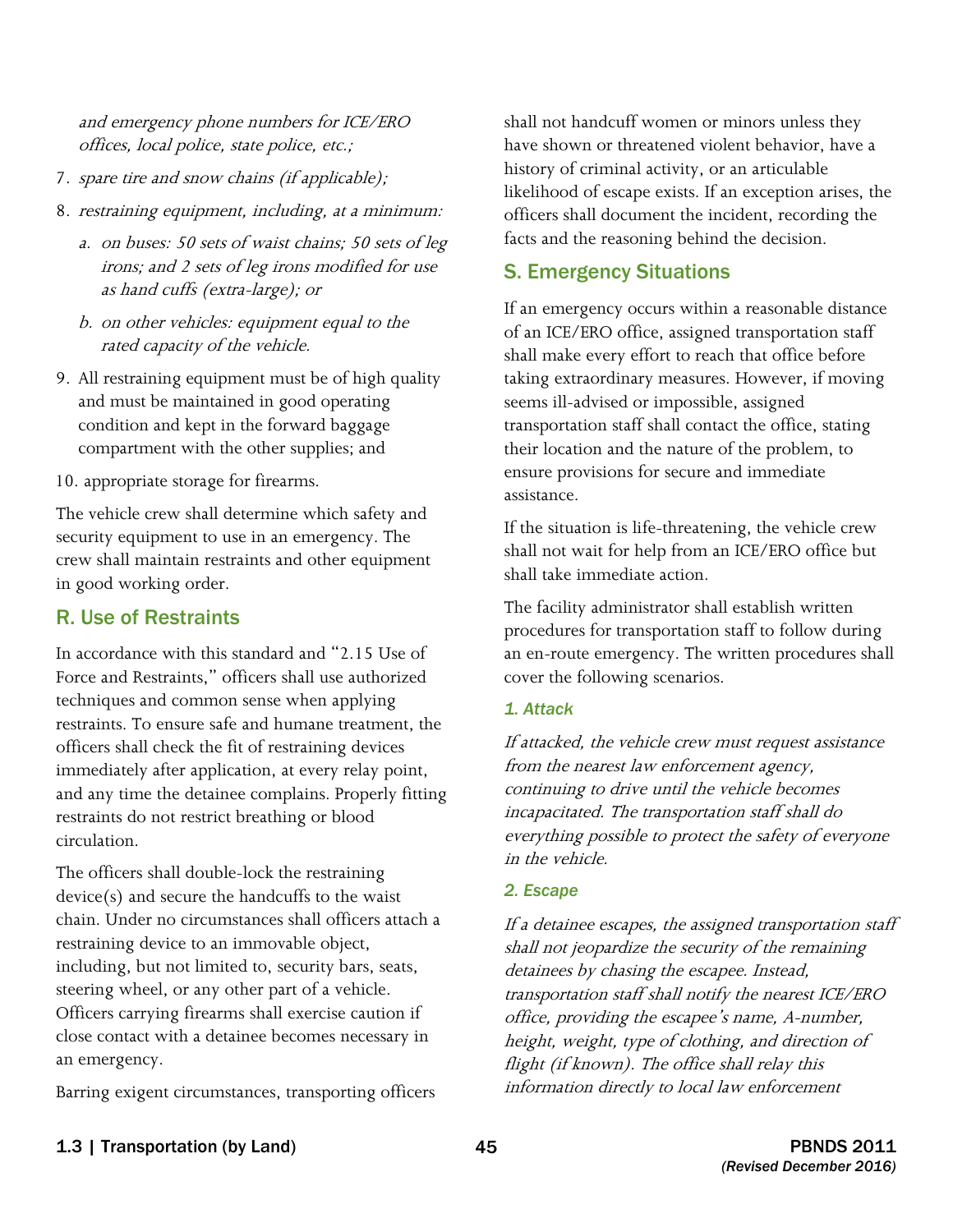*and emergency phone numbers for ICE/ERO offices, local police, state police, etc.;*

7. *spare tire and snow chains (if applicable);*
8. *restraining equipment, including, at a minimum:*
   a. *on buses: 50 sets of waist chains; 50 sets of leg irons; and 2 sets of leg irons modified for use as hand cuffs (extra-large); or*
   b. *on other vehicles: equipment equal to the rated capacity of the vehicle.*
9. All restraining equipment must be of high quality and must be maintained in good operating condition and kept in the forward baggage compartment with the other supplies; and
10. appropriate storage for firearms.

The vehicle crew shall determine which safety and security equipment to use in an emergency. The crew shall maintain restraints and other equipment in good working order.

## R. Use of Restraints

In accordance with this standard and "2.15 Use of Force and Restraints," officers shall use authorized techniques and common sense when applying restraints. To ensure safe and humane treatment, the officers shall check the fit of restraining devices immediately after application, at every relay point, and any time the detainee complains. Properly fitting restraints do not restrict breathing or blood circulation.

The officers shall double-lock the restraining device(s) and secure the handcuffs to the waist chain. Under no circumstances shall officers attach a restraining device to an immovable object, including, but not limited to, security bars, seats, steering wheel, or any other part of a vehicle. Officers carrying firearms shall exercise caution if close contact with a detainee becomes necessary in an emergency.

Barring exigent circumstances, transporting officers shall not handcuff women or minors unless they have shown or threatened violent behavior, have a history of criminal activity, or an articulable likelihood of escape exists. If an exception arises, the officers shall document the incident, recording the facts and the reasoning behind the decision.

## S. Emergency Situations

If an emergency occurs within a reasonable distance of an ICE/ERO office, assigned transportation staff shall make every effort to reach that office before taking extraordinary measures. However, if moving seems ill-advised or impossible, assigned transportation staff shall contact the office, stating their location and the nature of the problem, to ensure provisions for secure and immediate assistance.

If the situation is life-threatening, the vehicle crew shall not wait for help from an ICE/ERO office but shall take immediate action.

The facility administrator shall establish written procedures for transportation staff to follow during an en-route emergency. The written procedures shall cover the following scenarios.

### *1. Attack*

*If attacked, the vehicle crew must request assistance from the nearest law enforcement agency, continuing to drive until the vehicle becomes incapacitated. The transportation staff shall do everything possible to protect the safety of everyone in the vehicle.*

### *2. Escape*

*If a detainee escapes, the assigned transportation staff shall not jeopardize the security of the remaining detainees by chasing the escapee. Instead, transportation staff shall notify the nearest ICE/ERO office, providing the escapee's name, A-number, height, weight, type of clothing, and direction of flight (if known). The office shall relay this information directly to local law enforcement*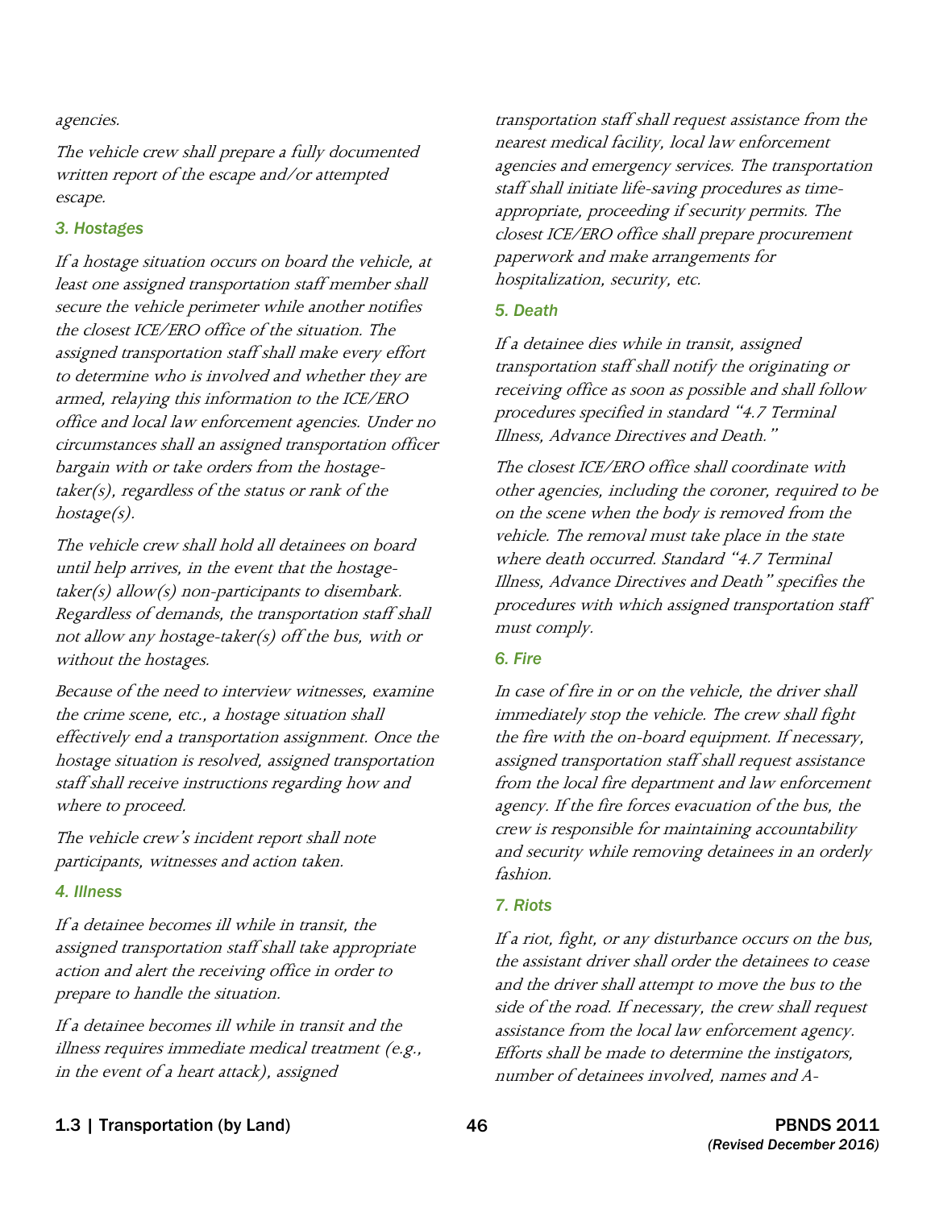*agencies.*

*The vehicle crew shall prepare a fully documented written report of the escape and/or attempted escape.*

### *3. Hostages*

*If a hostage situation occurs on board the vehicle, at least one assigned transportation staff member shall secure the vehicle perimeter while another notifies the closest ICE/ERO office of the situation. The assigned transportation staff shall make every effort to determine who is involved and whether they are armed, relaying this information to the ICE/ERO office and local law enforcement agencies. Under no circumstances shall an assigned transportation officer bargain with or take orders from the hostage-taker(s), regardless of the status or rank of the hostage(s).*

*The vehicle crew shall hold all detainees on board until help arrives, in the event that the hostage-taker(s) allow(s) non-participants to disembark. Regardless of demands, the transportation staff shall not allow any hostage-taker(s) off the bus, with or without the hostages.*

*Because of the need to interview witnesses, examine the crime scene, etc., a hostage situation shall effectively end a transportation assignment. Once the hostage situation is resolved, assigned transportation staff shall receive instructions regarding how and where to proceed.*

*The vehicle crew's incident report shall note participants, witnesses and action taken.*

### *4. Illness*

*If a detainee becomes ill while in transit, the assigned transportation staff shall take appropriate action and alert the receiving office in order to prepare to handle the situation.*

*If a detainee becomes ill while in transit and the illness requires immediate medical treatment (e.g., in the event of a heart attack), assigned transportation staff shall request assistance from the nearest medical facility, local law enforcement agencies and emergency services. The transportation staff shall initiate life-saving procedures as time-appropriate, proceeding if security permits. The closest ICE/ERO office shall prepare procurement paperwork and make arrangements for hospitalization, security, etc.*

### *5. Death*

*If a detainee dies while in transit, assigned transportation staff shall notify the originating or receiving office as soon as possible and shall follow procedures specified in standard "4.7 Terminal Illness, Advance Directives and Death."*

*The closest ICE/ERO office shall coordinate with other agencies, including the coroner, required to be on the scene when the body is removed from the vehicle. The removal must take place in the state where death occurred. Standard "4.7 Terminal Illness, Advance Directives and Death" specifies the procedures with which assigned transportation staff must comply.*

### *6. Fire*

*In case of fire in or on the vehicle, the driver shall immediately stop the vehicle. The crew shall fight the fire with the on-board equipment. If necessary, assigned transportation staff shall request assistance from the local fire department and law enforcement agency. If the fire forces evacuation of the bus, the crew is responsible for maintaining accountability and security while removing detainees in an orderly fashion.*

### *7. Riots*

*If a riot, fight, or any disturbance occurs on the bus, the assistant driver shall order the detainees to cease and the driver shall attempt to move the bus to the side of the road. If necessary, the crew shall request assistance from the local law enforcement agency. Efforts shall be made to determine the instigators, number of detainees involved, names and A-*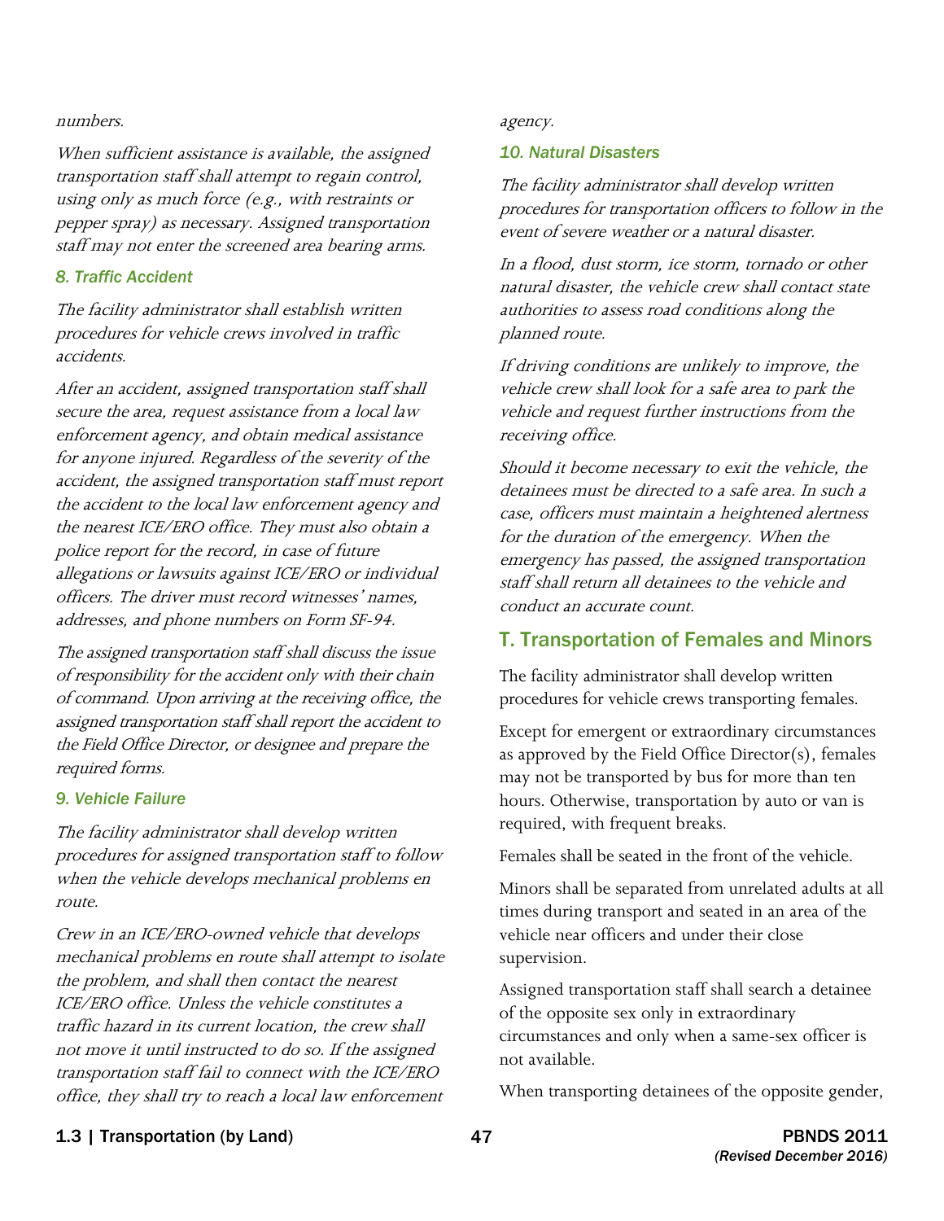*numbers.*

*When sufficient assistance is available, the assigned transportation staff shall attempt to regain control, using only as much force (e.g., with restraints or pepper spray) as necessary. Assigned transportation staff may not enter the screened area bearing arms.*

### *8. Traffic Accident*

*The facility administrator shall establish written procedures for vehicle crews involved in traffic accidents.*

*After an accident, assigned transportation staff shall secure the area, request assistance from a local law enforcement agency, and obtain medical assistance for anyone injured. Regardless of the severity of the accident, the assigned transportation staff must report the accident to the local law enforcement agency and the nearest ICE/ERO office. They must also obtain a police report for the record, in case of future allegations or lawsuits against ICE/ERO or individual officers. The driver must record witnesses' names, addresses, and phone numbers on Form SF-94.*

*The assigned transportation staff shall discuss the issue of responsibility for the accident only with their chain of command. Upon arriving at the receiving office, the assigned transportation staff shall report the accident to the Field Office Director, or designee and prepare the required forms.*

### *9. Vehicle Failure*

*The facility administrator shall develop written procedures for assigned transportation staff to follow when the vehicle develops mechanical problems en route.*

*Crew in an ICE/ERO-owned vehicle that develops mechanical problems en route shall attempt to isolate the problem, and shall then contact the nearest ICE/ERO office. Unless the vehicle constitutes a traffic hazard in its current location, the crew shall not move it until instructed to do so. If the assigned transportation staff fail to connect with the ICE/ERO office, they shall try to reach a local law enforcement agency.*

### *10. Natural Disasters*

*The facility administrator shall develop written procedures for transportation officers to follow in the event of severe weather or a natural disaster.*

*In a flood, dust storm, ice storm, tornado or other natural disaster, the vehicle crew shall contact state authorities to assess road conditions along the planned route.*

*If driving conditions are unlikely to improve, the vehicle crew shall look for a safe area to park the vehicle and request further instructions from the receiving office.*

*Should it become necessary to exit the vehicle, the detainees must be directed to a safe area. In such a case, officers must maintain a heightened alertness for the duration of the emergency. When the emergency has passed, the assigned transportation staff shall return all detainees to the vehicle and conduct an accurate count.*

## T. Transportation of Females and Minors

The facility administrator shall develop written procedures for vehicle crews transporting females.

Except for emergent or extraordinary circumstances as approved by the Field Office Director(s), females may not be transported by bus for more than ten hours. Otherwise, transportation by auto or van is required, with frequent breaks.

Females shall be seated in the front of the vehicle.

Minors shall be separated from unrelated adults at all times during transport and seated in an area of the vehicle near officers and under their close supervision.

Assigned transportation staff shall search a detainee of the opposite sex only in extraordinary circumstances and only when a same-sex officer is not available.

When transporting detainees of the opposite gender,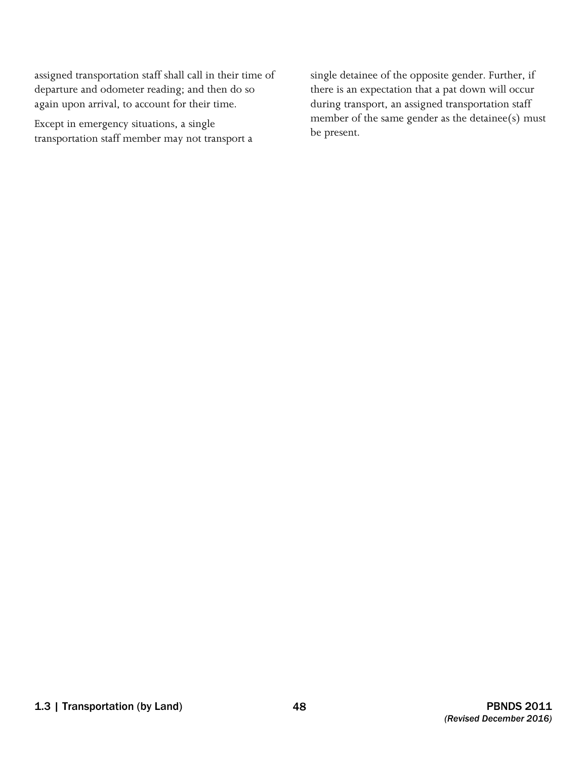assigned transportation staff shall call in their time of departure and odometer reading; and then do so again upon arrival, to account for their time.

Except in emergency situations, a single transportation staff member may not transport a single detainee of the opposite gender. Further, if there is an expectation that a pat down will occur during transport, an assigned transportation staff member of the same gender as the detainee(s) must be present.